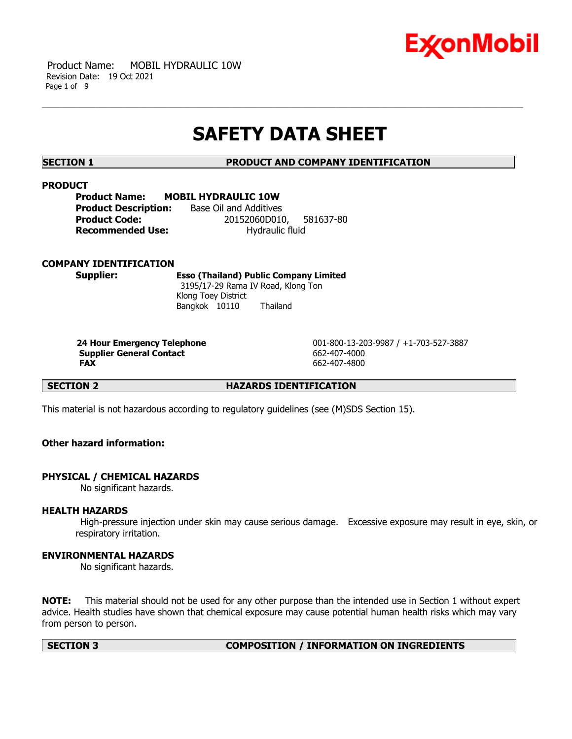# SAFETY DATA SHEET

## SECTION 1 PRODUCT AND COMPANY IDENTIFICATION

### PRODUCT

**Product Name:** **MOBIL HYDRAULIC 10W**
**Product Description:** Base Oil and Additives
**Product Code:** 20152060D010, 581637-80
**Recommended Use:** Hydraulic fluid

### COMPANY IDENTIFICATION

**Supplier:** **Esso (Thailand) Public Company Limited**
3195/17-29 Rama IV Road, Klong Ton
Klong Toey District
Bangkok 10110 Thailand

| | |
|---|---|
| **24 Hour Emergency Telephone** | 001-800-13-203-9987 / +1-703-527-3887 |
| **Supplier General Contact** | 662-407-4000 |
| **FAX** | 662-407-4800 |

## SECTION 2 HAZARDS IDENTIFICATION

This material is not hazardous according to regulatory guidelines (see (M)SDS Section 15).

**Other hazard information:**

### PHYSICAL / CHEMICAL HAZARDS

No significant hazards.

### HEALTH HAZARDS

High-pressure injection under skin may cause serious damage. Excessive exposure may result in eye, skin, or respiratory irritation.

### ENVIRONMENTAL HAZARDS

No significant hazards.

**NOTE:** This material should not be used for any other purpose than the intended use in Section 1 without expert advice. Health studies have shown that chemical exposure may cause potential human health risks which may vary from person to person.

## SECTION 3 COMPOSITION / INFORMATION ON INGREDIENTS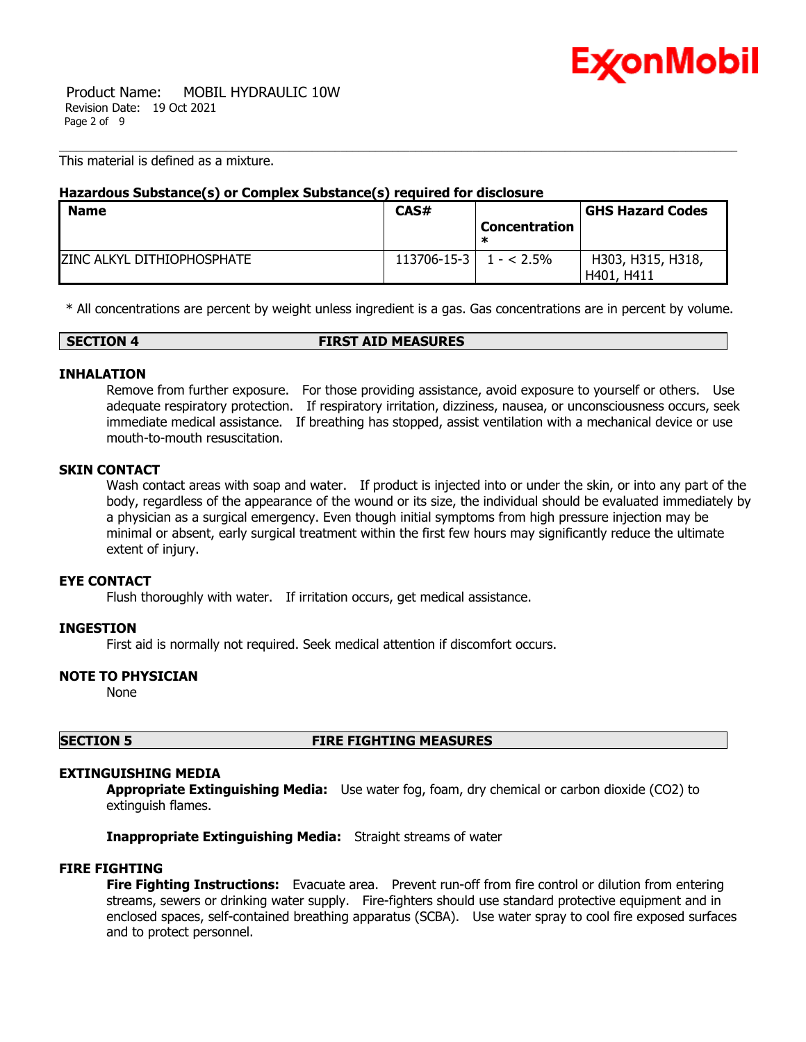This material is defined as a mixture.

**Hazardous Substance(s) or Complex Substance(s) required for disclosure**

| Name | CAS# | Concentration * | GHS Hazard Codes |
|---|---|---|---|
| ZINC ALKYL DITHIOPHOSPHATE | 113706-15-3 | 1 - < 2.5% | H303, H315, H318, H401, H411 |

* All concentrations are percent by weight unless ingredient is a gas. Gas concentrations are in percent by volume.

## SECTION 4 FIRST AID MEASURES

### INHALATION

Remove from further exposure. For those providing assistance, avoid exposure to yourself or others. Use adequate respiratory protection. If respiratory irritation, dizziness, nausea, or unconsciousness occurs, seek immediate medical assistance. If breathing has stopped, assist ventilation with a mechanical device or use mouth-to-mouth resuscitation.

### SKIN CONTACT

Wash contact areas with soap and water. If product is injected into or under the skin, or into any part of the body, regardless of the appearance of the wound or its size, the individual should be evaluated immediately by a physician as a surgical emergency. Even though initial symptoms from high pressure injection may be minimal or absent, early surgical treatment within the first few hours may significantly reduce the ultimate extent of injury.

### EYE CONTACT

Flush thoroughly with water. If irritation occurs, get medical assistance.

### INGESTION

First aid is normally not required. Seek medical attention if discomfort occurs.

### NOTE TO PHYSICIAN

None

## SECTION 5 FIRE FIGHTING MEASURES

### EXTINGUISHING MEDIA

**Appropriate Extinguishing Media:** Use water fog, foam, dry chemical or carbon dioxide ($CO_2$) to extinguish flames.

**Inappropriate Extinguishing Media:** Straight streams of water

### FIRE FIGHTING

**Fire Fighting Instructions:** Evacuate area. Prevent run-off from fire control or dilution from entering streams, sewers or drinking water supply. Fire-fighters should use standard protective equipment and in enclosed spaces, self-contained breathing apparatus (SCBA). Use water spray to cool fire exposed surfaces and to protect personnel.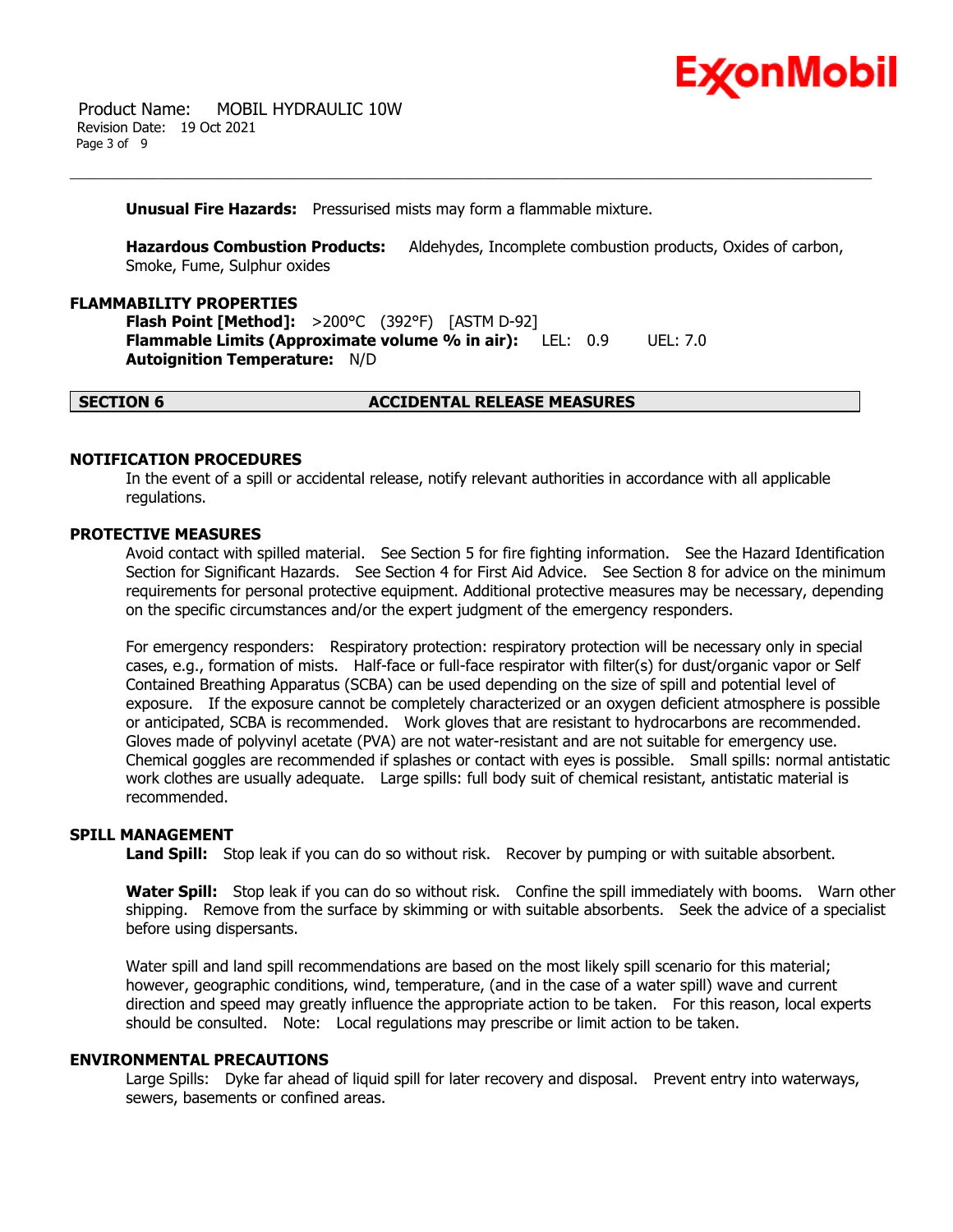**Unusual Fire Hazards:** Pressurised mists may form a flammable mixture.

**Hazardous Combustion Products:** Aldehydes, Incomplete combustion products, Oxides of carbon, Smoke, Fume, Sulphur oxides

**FLAMMABILITY PROPERTIES**

**Flash Point [Method]:** >200°C (392°F) [ASTM D-92]
**Flammable Limits (Approximate volume % in air):** LEL: 0.9 UEL: 7.0
**Autoignition Temperature:** N/D

## SECTION 6 ACCIDENTAL RELEASE MEASURES

**NOTIFICATION PROCEDURES**

In the event of a spill or accidental release, notify relevant authorities in accordance with all applicable regulations.

**PROTECTIVE MEASURES**

Avoid contact with spilled material. See Section 5 for fire fighting information. See the Hazard Identification Section for Significant Hazards. See Section 4 for First Aid Advice. See Section 8 for advice on the minimum requirements for personal protective equipment. Additional protective measures may be necessary, depending on the specific circumstances and/or the expert judgment of the emergency responders.

For emergency responders: Respiratory protection: respiratory protection will be necessary only in special cases, e.g., formation of mists. Half-face or full-face respirator with filter(s) for dust/organic vapor or Self Contained Breathing Apparatus (SCBA) can be used depending on the size of spill and potential level of exposure. If the exposure cannot be completely characterized or an oxygen deficient atmosphere is possible or anticipated, SCBA is recommended. Work gloves that are resistant to hydrocarbons are recommended. Gloves made of polyvinyl acetate (PVA) are not water-resistant and are not suitable for emergency use. Chemical goggles are recommended if splashes or contact with eyes is possible. Small spills: normal antistatic work clothes are usually adequate. Large spills: full body suit of chemical resistant, antistatic material is recommended.

**SPILL MANAGEMENT**

**Land Spill:** Stop leak if you can do so without risk. Recover by pumping or with suitable absorbent.

**Water Spill:** Stop leak if you can do so without risk. Confine the spill immediately with booms. Warn other shipping. Remove from the surface by skimming or with suitable absorbents. Seek the advice of a specialist before using dispersants.

Water spill and land spill recommendations are based on the most likely spill scenario for this material; however, geographic conditions, wind, temperature, (and in the case of a water spill) wave and current direction and speed may greatly influence the appropriate action to be taken. For this reason, local experts should be consulted. Note: Local regulations may prescribe or limit action to be taken.

**ENVIRONMENTAL PRECAUTIONS**

Large Spills: Dyke far ahead of liquid spill for later recovery and disposal. Prevent entry into waterways, sewers, basements or confined areas.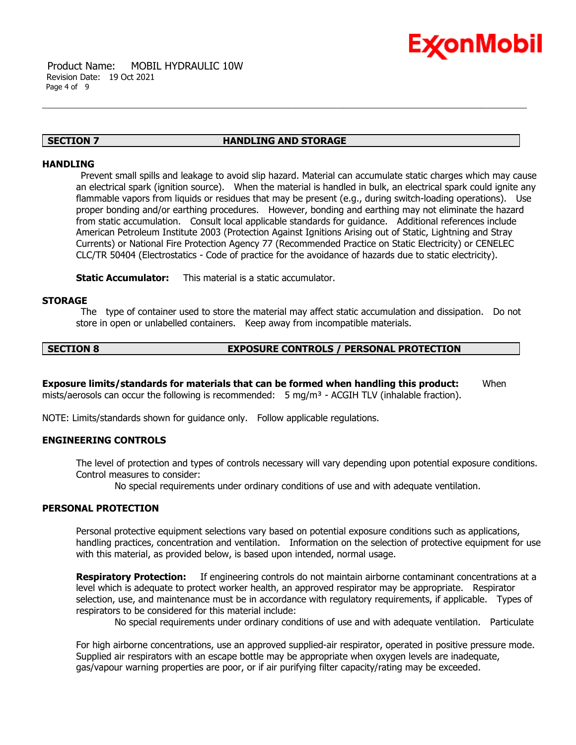## SECTION 7 HANDLING AND STORAGE

### HANDLING

Prevent small spills and leakage to avoid slip hazard. Material can accumulate static charges which may cause an electrical spark (ignition source). When the material is handled in bulk, an electrical spark could ignite any flammable vapors from liquids or residues that may be present (e.g., during switch-loading operations). Use proper bonding and/or earthing procedures. However, bonding and earthing may not eliminate the hazard from static accumulation. Consult local applicable standards for guidance. Additional references include American Petroleum Institute 2003 (Protection Against Ignitions Arising out of Static, Lightning and Stray Currents) or National Fire Protection Agency 77 (Recommended Practice on Static Electricity) or CENELEC CLC/TR 50404 (Electrostatics - Code of practice for the avoidance of hazards due to static electricity).

**Static Accumulator:** This material is a static accumulator.

### STORAGE

The type of container used to store the material may affect static accumulation and dissipation. Do not store in open or unlabelled containers. Keep away from incompatible materials.

## SECTION 8 EXPOSURE CONTROLS / PERSONAL PROTECTION

**Exposure limits/standards for materials that can be formed when handling this product:** When mists/aerosols can occur the following is recommended: 5 mg/m³ - ACGIH TLV (inhalable fraction).

NOTE: Limits/standards shown for guidance only. Follow applicable regulations.

### ENGINEERING CONTROLS

The level of protection and types of controls necessary will vary depending upon potential exposure conditions. Control measures to consider:

No special requirements under ordinary conditions of use and with adequate ventilation.

### PERSONAL PROTECTION

Personal protective equipment selections vary based on potential exposure conditions such as applications, handling practices, concentration and ventilation. Information on the selection of protective equipment for use with this material, as provided below, is based upon intended, normal usage.

**Respiratory Protection:** If engineering controls do not maintain airborne contaminant concentrations at a level which is adequate to protect worker health, an approved respirator may be appropriate. Respirator selection, use, and maintenance must be in accordance with regulatory requirements, if applicable. Types of respirators to be considered for this material include:

No special requirements under ordinary conditions of use and with adequate ventilation. Particulate

For high airborne concentrations, use an approved supplied-air respirator, operated in positive pressure mode. Supplied air respirators with an escape bottle may be appropriate when oxygen levels are inadequate, gas/vapour warning properties are poor, or if air purifying filter capacity/rating may be exceeded.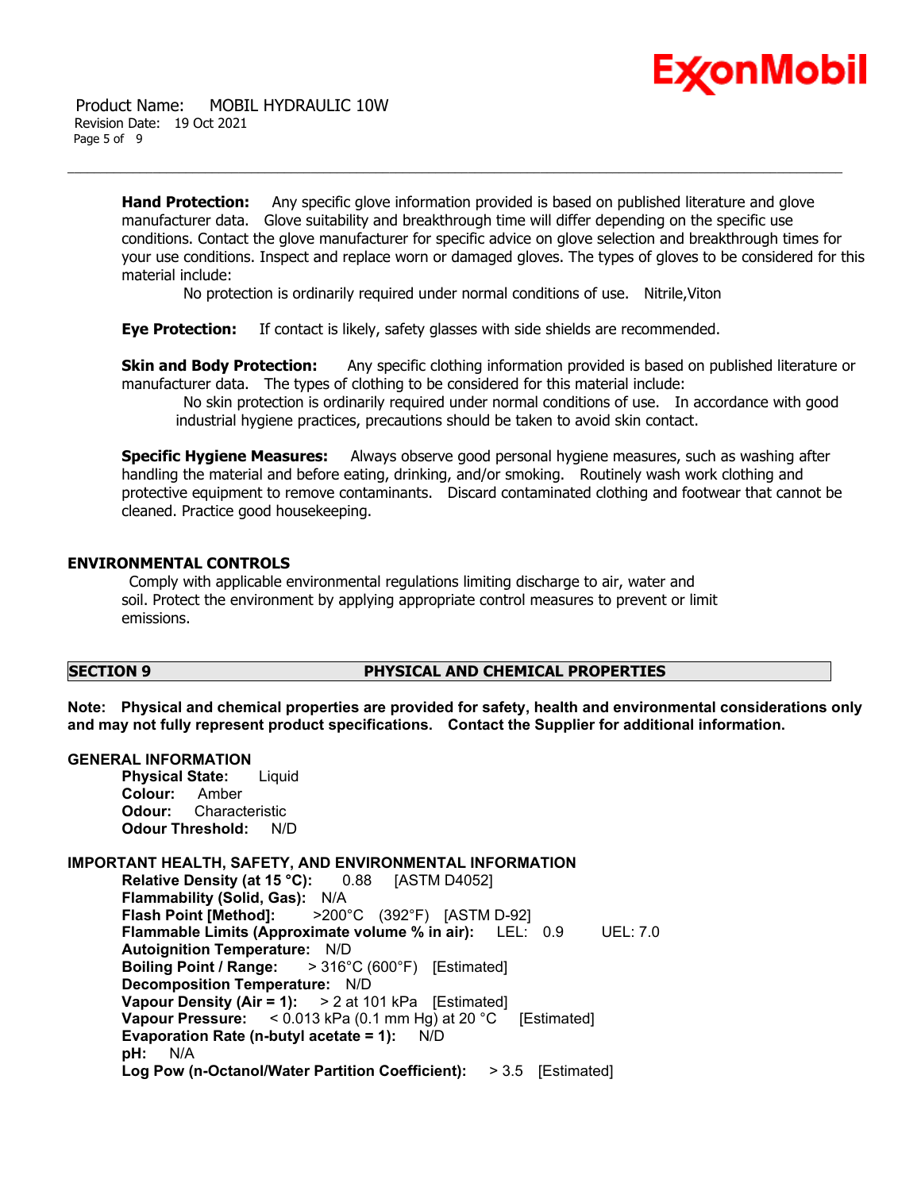**Hand Protection:** Any specific glove information provided is based on published literature and glove manufacturer data. Glove suitability and breakthrough time will differ depending on the specific use conditions. Contact the glove manufacturer for specific advice on glove selection and breakthrough times for your use conditions. Inspect and replace worn or damaged gloves. The types of gloves to be considered for this material include:

No protection is ordinarily required under normal conditions of use. Nitrile,Viton

**Eye Protection:** If contact is likely, safety glasses with side shields are recommended.

**Skin and Body Protection:** Any specific clothing information provided is based on published literature or manufacturer data. The types of clothing to be considered for this material include:

No skin protection is ordinarily required under normal conditions of use. In accordance with good industrial hygiene practices, precautions should be taken to avoid skin contact.

**Specific Hygiene Measures:** Always observe good personal hygiene measures, such as washing after handling the material and before eating, drinking, and/or smoking. Routinely wash work clothing and protective equipment to remove contaminants. Discard contaminated clothing and footwear that cannot be cleaned. Practice good housekeeping.

## ENVIRONMENTAL CONTROLS

Comply with applicable environmental regulations limiting discharge to air, water and soil. Protect the environment by applying appropriate control measures to prevent or limit emissions.

## SECTION 9 PHYSICAL AND CHEMICAL PROPERTIES

**Note: Physical and chemical properties are provided for safety, health and environmental considerations only and may not fully represent product specifications. Contact the Supplier for additional information.**

### GENERAL INFORMATION

**Physical State:** Liquid
**Colour:** Amber
**Odour:** Characteristic
**Odour Threshold:** N/D

### IMPORTANT HEALTH, SAFETY, AND ENVIRONMENTAL INFORMATION

**Relative Density (at 15 °C):** 0.88 [ASTM D4052]
**Flammability (Solid, Gas):** N/A
**Flash Point [Method]:** >200°C (392°F) [ASTM D-92]
**Flammable Limits (Approximate volume % in air):** LEL: 0.9 UEL: 7.0
**Autoignition Temperature:** N/D
**Boiling Point / Range:** > 316°C (600°F) [Estimated]
**Decomposition Temperature:** N/D
**Vapour Density (Air = 1):** > 2 at 101 kPa [Estimated]
**Vapour Pressure:** < 0.013 kPa (0.1 mm Hg) at 20 °C [Estimated]
**Evaporation Rate (n-butyl acetate = 1):** N/D
**pH:** N/A
**Log Pow (n-Octanol/Water Partition Coefficient):** > 3.5 [Estimated]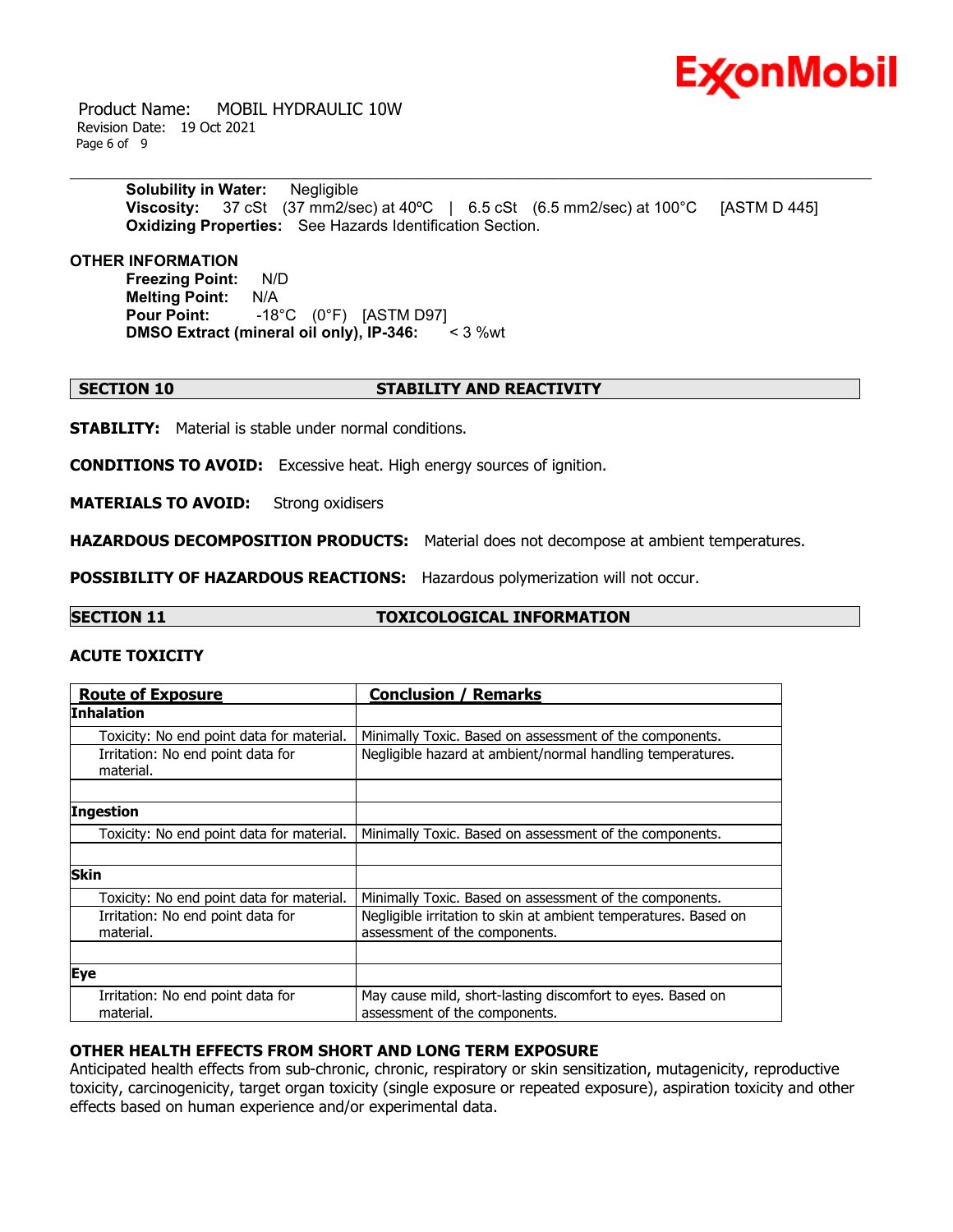**Solubility in Water:** Negligible
**Viscosity:** 37 cSt (37 mm2/sec) at 40ºC | 6.5 cSt (6.5 mm2/sec) at 100°C [ASTM D 445]
**Oxidizing Properties:** See Hazards Identification Section.

**OTHER INFORMATION**

**Freezing Point:** N/D
**Melting Point:** N/A
**Pour Point:** -18°C (0°F) [ASTM D97]
**DMSO Extract (mineral oil only), IP-346:** < 3 %wt

## SECTION 10 STABILITY AND REACTIVITY

**STABILITY:** Material is stable under normal conditions.

**CONDITIONS TO AVOID:** Excessive heat. High energy sources of ignition.

**MATERIALS TO AVOID:** Strong oxidisers

**HAZARDOUS DECOMPOSITION PRODUCTS:** Material does not decompose at ambient temperatures.

**POSSIBILITY OF HAZARDOUS REACTIONS:** Hazardous polymerization will not occur.

## SECTION 11 TOXICOLOGICAL INFORMATION

### ACUTE TOXICITY

| Route of Exposure | Conclusion / Remarks |
|---|---|
| **Inhalation** | |
| Toxicity: No end point data for material. | Minimally Toxic. Based on assessment of the components. |
| Irritation: No end point data for material. | Negligible hazard at ambient/normal handling temperatures. |
| | |
| **Ingestion** | |
| Toxicity: No end point data for material. | Minimally Toxic. Based on assessment of the components. |
| | |
| **Skin** | |
| Toxicity: No end point data for material. | Minimally Toxic. Based on assessment of the components. |
| Irritation: No end point data for material. | Negligible irritation to skin at ambient temperatures. Based on assessment of the components. |
| | |
| **Eye** | |
| Irritation: No end point data for material. | May cause mild, short-lasting discomfort to eyes. Based on assessment of the components. |

### OTHER HEALTH EFFECTS FROM SHORT AND LONG TERM EXPOSURE

Anticipated health effects from sub-chronic, chronic, respiratory or skin sensitization, mutagenicity, reproductive toxicity, carcinogenicity, target organ toxicity (single exposure or repeated exposure), aspiration toxicity and other effects based on human experience and/or experimental data.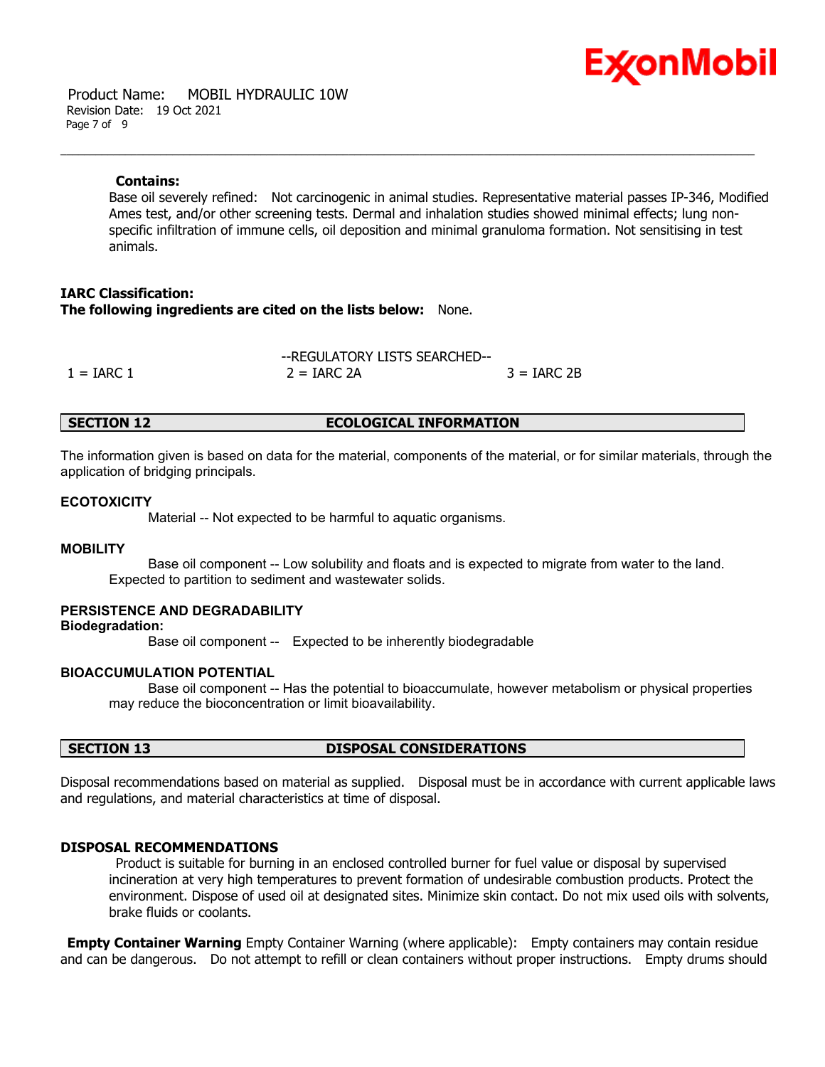**Contains:**

Base oil severely refined: Not carcinogenic in animal studies. Representative material passes IP-346, Modified Ames test, and/or other screening tests. Dermal and inhalation studies showed minimal effects; lung non-specific infiltration of immune cells, oil deposition and minimal granuloma formation. Not sensitising in test animals.

**IARC Classification:**

**The following ingredients are cited on the lists below:** None.

--REGULATORY LISTS SEARCHED--

| 1 = IARC 1 | 2 = IARC 2A | 3 = IARC 2B |
|---|---|---|

## SECTION 12 ECOLOGICAL INFORMATION

The information given is based on data for the material, components of the material, or for similar materials, through the application of bridging principals.

### ECOTOXICITY

Material -- Not expected to be harmful to aquatic organisms.

### MOBILITY

Base oil component -- Low solubility and floats and is expected to migrate from water to the land. Expected to partition to sediment and wastewater solids.

### PERSISTENCE AND DEGRADABILITY

**Biodegradation:**

Base oil component -- Expected to be inherently biodegradable

### BIOACCUMULATION POTENTIAL

Base oil component -- Has the potential to bioaccumulate, however metabolism or physical properties may reduce the bioconcentration or limit bioavailability.

## SECTION 13 DISPOSAL CONSIDERATIONS

Disposal recommendations based on material as supplied. Disposal must be in accordance with current applicable laws and regulations, and material characteristics at time of disposal.

### DISPOSAL RECOMMENDATIONS

Product is suitable for burning in an enclosed controlled burner for fuel value or disposal by supervised incineration at very high temperatures to prevent formation of undesirable combustion products. Protect the environment. Dispose of used oil at designated sites. Minimize skin contact. Do not mix used oils with solvents, brake fluids or coolants.

**Empty Container Warning** Empty Container Warning (where applicable): Empty containers may contain residue and can be dangerous. Do not attempt to refill or clean containers without proper instructions. Empty drums should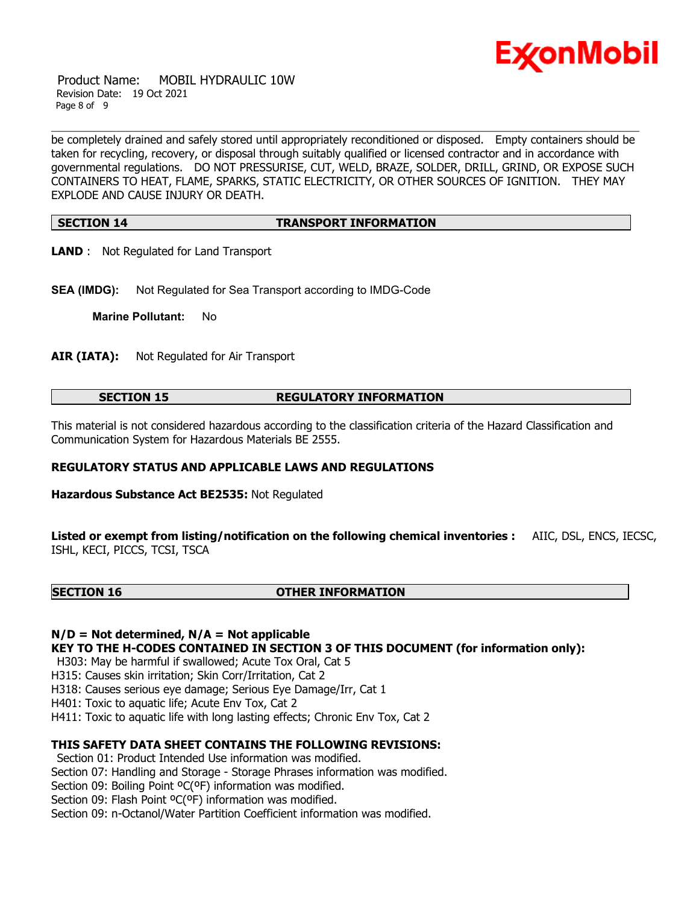be completely drained and safely stored until appropriately reconditioned or disposed. Empty containers should be taken for recycling, recovery, or disposal through suitably qualified or licensed contractor and in accordance with governmental regulations. DO NOT PRESSURISE, CUT, WELD, BRAZE, SOLDER, DRILL, GRIND, OR EXPOSE SUCH CONTAINERS TO HEAT, FLAME, SPARKS, STATIC ELECTRICITY, OR OTHER SOURCES OF IGNITION. THEY MAY EXPLODE AND CAUSE INJURY OR DEATH.

## SECTION 14 TRANSPORT INFORMATION

**LAND** : Not Regulated for Land Transport

**SEA (IMDG):** Not Regulated for Sea Transport according to IMDG-Code

**Marine Pollutant:** No

**AIR (IATA):** Not Regulated for Air Transport

## SECTION 15 REGULATORY INFORMATION

This material is not considered hazardous according to the classification criteria of the Hazard Classification and Communication System for Hazardous Materials BE 2555.

**REGULATORY STATUS AND APPLICABLE LAWS AND REGULATIONS**

**Hazardous Substance Act BE2535:** Not Regulated

**Listed or exempt from listing/notification on the following chemical inventories :** AIIC, DSL, ENCS, IECSC, ISHL, KECI, PICCS, TCSI, TSCA

## SECTION 16 OTHER INFORMATION

**N/D = Not determined, N/A = Not applicable**

**KEY TO THE H-CODES CONTAINED IN SECTION 3 OF THIS DOCUMENT (for information only):**

H303: May be harmful if swallowed; Acute Tox Oral, Cat 5
H315: Causes skin irritation; Skin Corr/Irritation, Cat 2
H318: Causes serious eye damage; Serious Eye Damage/Irr, Cat 1
H401: Toxic to aquatic life; Acute Env Tox, Cat 2
H411: Toxic to aquatic life with long lasting effects; Chronic Env Tox, Cat 2

**THIS SAFETY DATA SHEET CONTAINS THE FOLLOWING REVISIONS:**

Section 01: Product Intended Use information was modified.
Section 07: Handling and Storage - Storage Phrases information was modified.
Section 09: Boiling Point ºC(ºF) information was modified.
Section 09: Flash Point ºC(ºF) information was modified.
Section 09: n-Octanol/Water Partition Coefficient information was modified.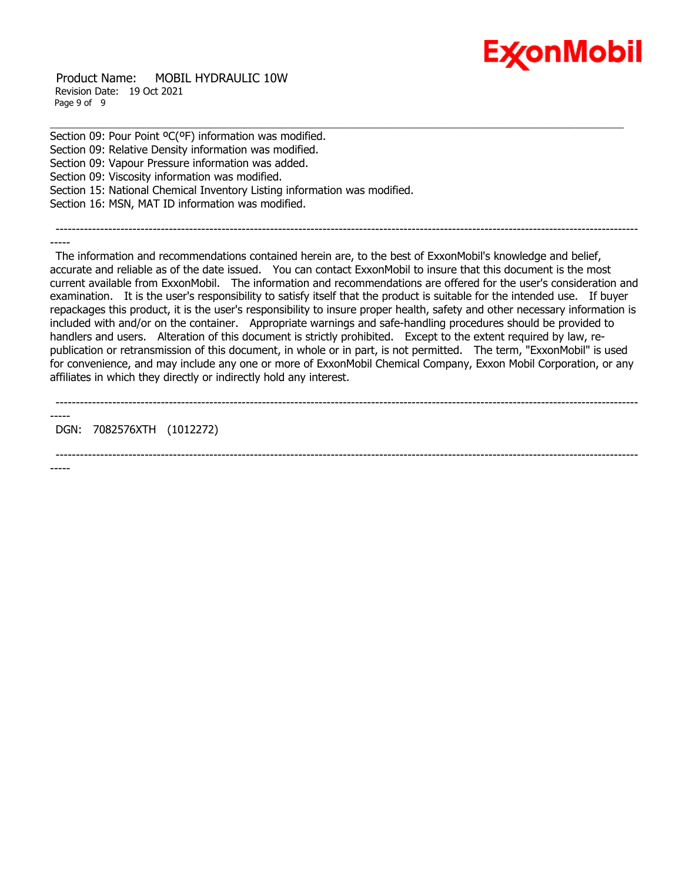Section 09: Pour Point ºC(ºF) information was modified.
Section 09: Relative Density information was modified.
Section 09: Vapour Pressure information was added.
Section 09: Viscosity information was modified.
Section 15: National Chemical Inventory Listing information was modified.
Section 16: MSN, MAT ID information was modified.

-----------------------------------------------------------------------------------------------------------------------------------------------

The information and recommendations contained herein are, to the best of ExxonMobil's knowledge and belief, accurate and reliable as of the date issued. You can contact ExxonMobil to insure that this document is the most current available from ExxonMobil. The information and recommendations are offered for the user's consideration and examination. It is the user's responsibility to satisfy itself that the product is suitable for the intended use. If buyer repackages this product, it is the user's responsibility to insure proper health, safety and other necessary information is included with and/or on the container. Appropriate warnings and safe-handling procedures should be provided to handlers and users. Alteration of this document is strictly prohibited. Except to the extent required by law, re-publication or retransmission of this document, in whole or in part, is not permitted. The term, "ExxonMobil" is used for convenience, and may include any one or more of ExxonMobil Chemical Company, Exxon Mobil Corporation, or any affiliates in which they directly or indirectly hold any interest.

-----------------------------------------------------------------------------------------------------------------------------------------------

DGN: 7082576XTH (1012272)

-----------------------------------------------------------------------------------------------------------------------------------------------